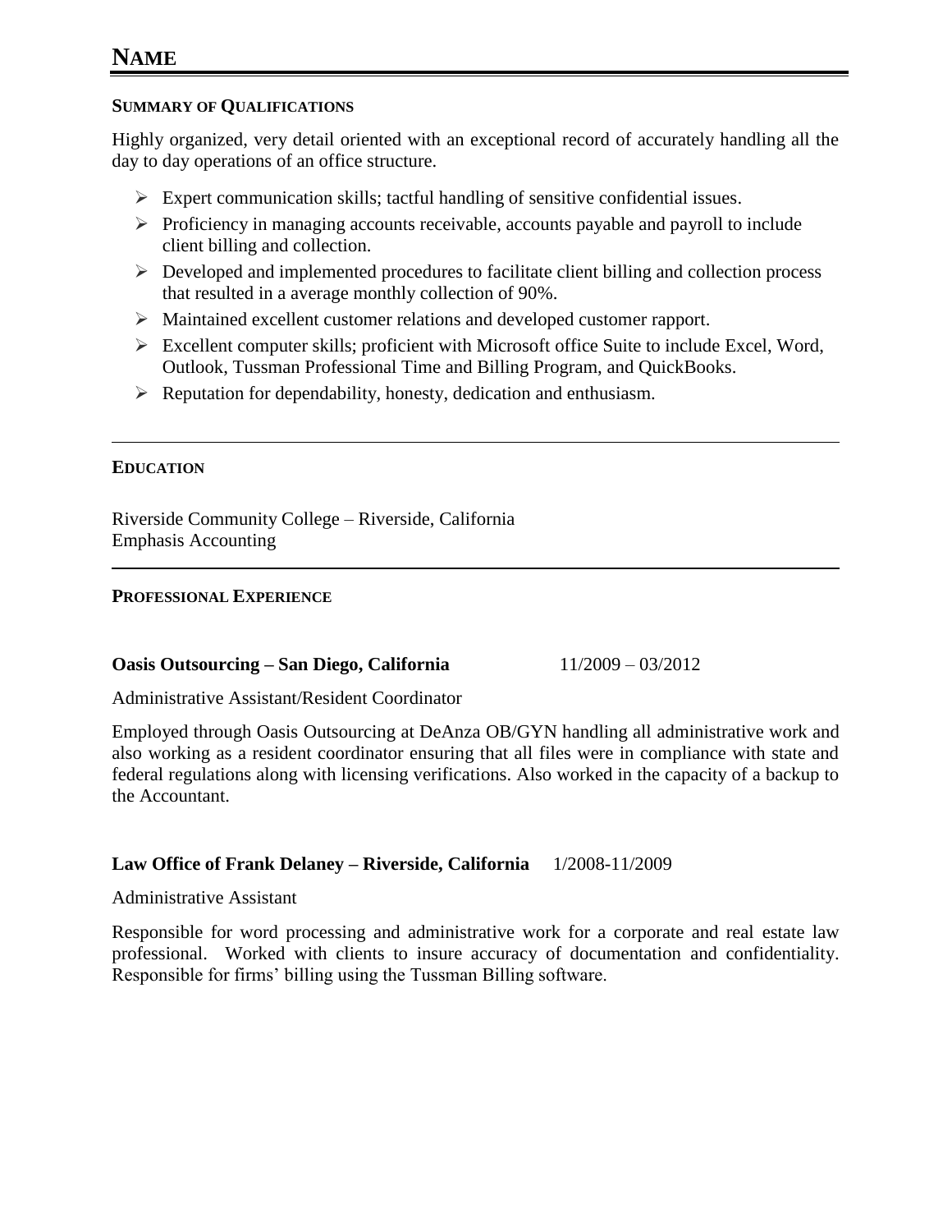# NAME

**SUMMARY OF QUALIFICATIONS**

Highly organized, very detail oriented with an exceptional record of accurately handling all the day to day operations of an office structure.

- Expert communication skills; tactful handling of sensitive confidential issues.
- Proficiency in managing accounts receivable, accounts payable and payroll to include client billing and collection.
- Developed and implemented procedures to facilitate client billing and collection process that resulted in a average monthly collection of 90%.
- Maintained excellent customer relations and developed customer rapport.
- Excellent computer skills; proficient with Microsoft office Suite to include Excel, Word, Outlook, Tussman Professional Time and Billing Program, and QuickBooks.
- Reputation for dependability, honesty, dedication and enthusiasm.

---

**EDUCATION**

Riverside Community College – Riverside, California
Emphasis Accounting

---

**PROFESSIONAL EXPERIENCE**

**Oasis Outsourcing – San Diego, California** 11/2009 – 03/2012

Administrative Assistant/Resident Coordinator

Employed through Oasis Outsourcing at DeAnza OB/GYN handling all administrative work and also working as a resident coordinator ensuring that all files were in compliance with state and federal regulations along with licensing verifications. Also worked in the capacity of a backup to the Accountant.

**Law Office of Frank Delaney – Riverside, California** 1/2008-11/2009

Administrative Assistant

Responsible for word processing and administrative work for a corporate and real estate law professional. Worked with clients to insure accuracy of documentation and confidentiality. Responsible for firms' billing using the Tussman Billing software.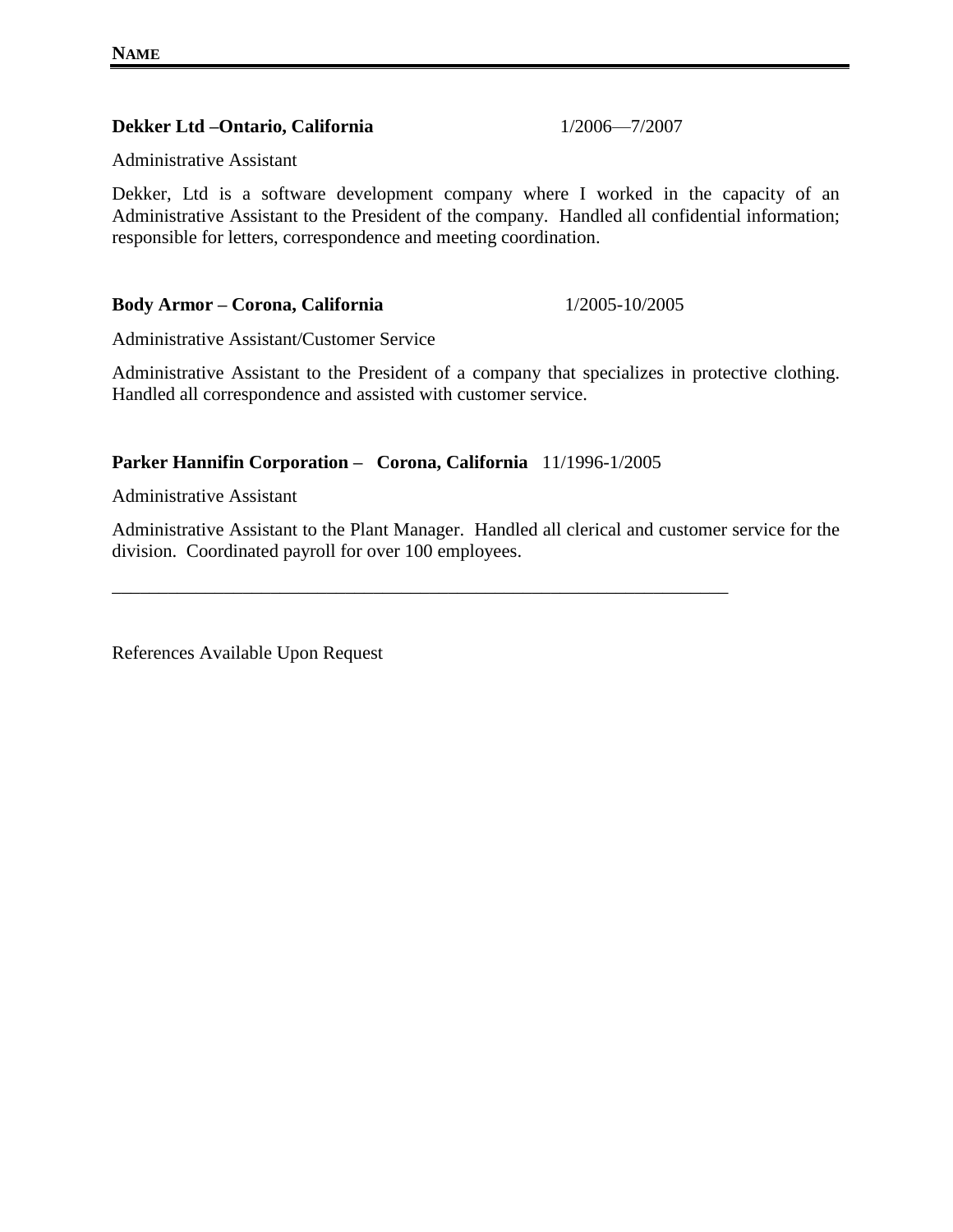**Dekker Ltd –Ontario, California** 1/2006—7/2007

Administrative Assistant

Dekker, Ltd is a software development company where I worked in the capacity of an Administrative Assistant to the President of the company. Handled all confidential information; responsible for letters, correspondence and meeting coordination.

**Body Armor – Corona, California** 1/2005-10/2005

Administrative Assistant/Customer Service

Administrative Assistant to the President of a company that specializes in protective clothing. Handled all correspondence and assisted with customer service.

**Parker Hannifin Corporation – Corona, California** 11/1996-1/2005

Administrative Assistant

Administrative Assistant to the Plant Manager. Handled all clerical and customer service for the division. Coordinated payroll for over 100 employees.

---

References Available Upon Request